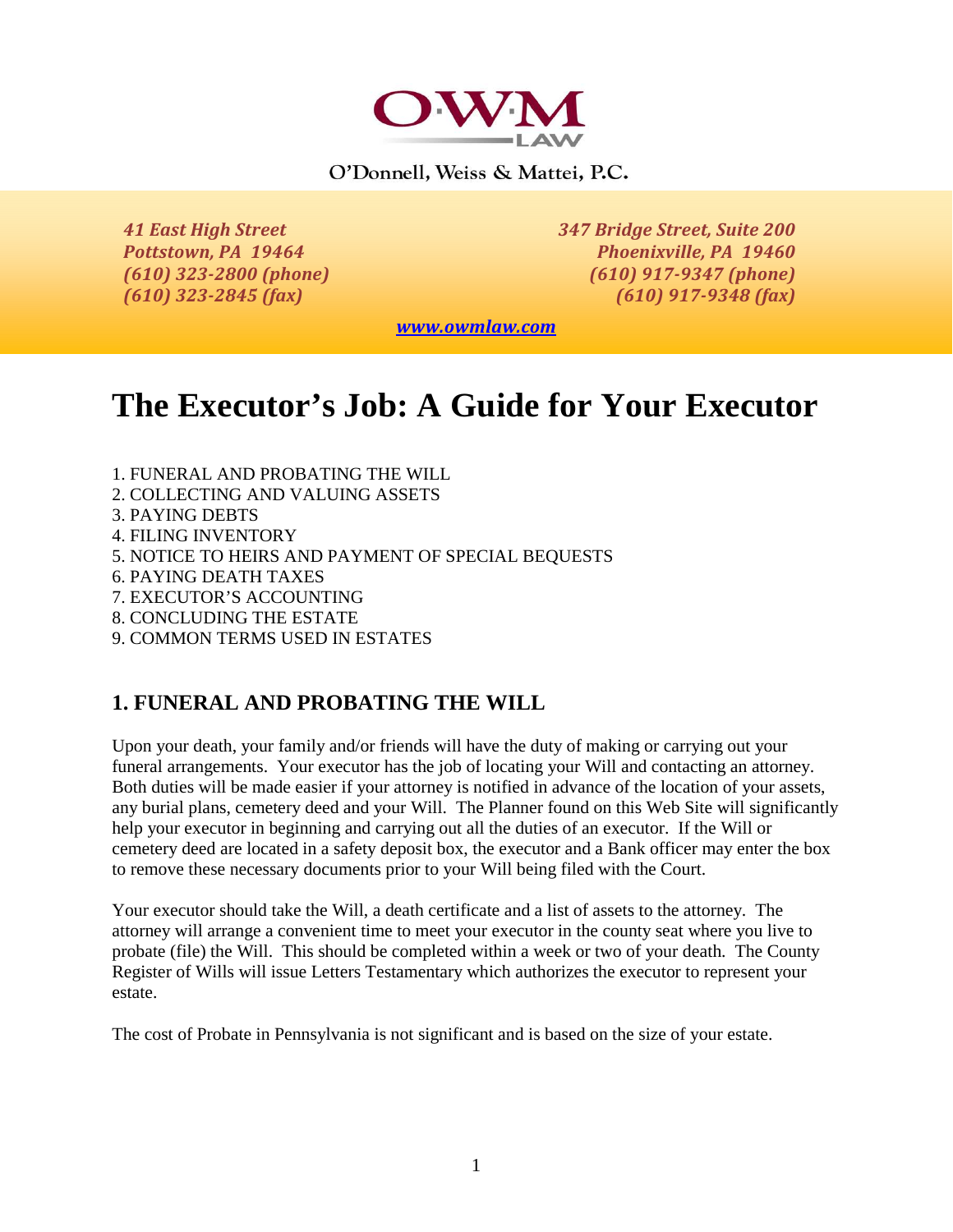O'Donnell, Weiss & Mattei, P.C.

*41 East High Street*
*Pottstown, PA 19464*
*(610) 323-2800 (phone)*
*(610) 323-2845 (fax)*

*347 Bridge Street, Suite 200*
*Phoenixville, PA 19460*
*(610) 917-9347 (phone)*
*(610) 917-9348 (fax)*

*www.owmlaw.com*

# The Executor's Job: A Guide for Your Executor

1. FUNERAL AND PROBATING THE WILL
2. COLLECTING AND VALUING ASSETS
3. PAYING DEBTS
4. FILING INVENTORY
5. NOTICE TO HEIRS AND PAYMENT OF SPECIAL BEQUESTS
6. PAYING DEATH TAXES
7. EXECUTOR'S ACCOUNTING
8. CONCLUDING THE ESTATE
9. COMMON TERMS USED IN ESTATES

## 1. FUNERAL AND PROBATING THE WILL

Upon your death, your family and/or friends will have the duty of making or carrying out your funeral arrangements. Your executor has the job of locating your Will and contacting an attorney. Both duties will be made easier if your attorney is notified in advance of the location of your assets, any burial plans, cemetery deed and your Will. The Planner found on this Web Site will significantly help your executor in beginning and carrying out all the duties of an executor. If the Will or cemetery deed are located in a safety deposit box, the executor and a Bank officer may enter the box to remove these necessary documents prior to your Will being filed with the Court.

Your executor should take the Will, a death certificate and a list of assets to the attorney. The attorney will arrange a convenient time to meet your executor in the county seat where you live to probate (file) the Will. This should be completed within a week or two of your death. The County Register of Wills will issue Letters Testamentary which authorizes the executor to represent your estate.

The cost of Probate in Pennsylvania is not significant and is based on the size of your estate.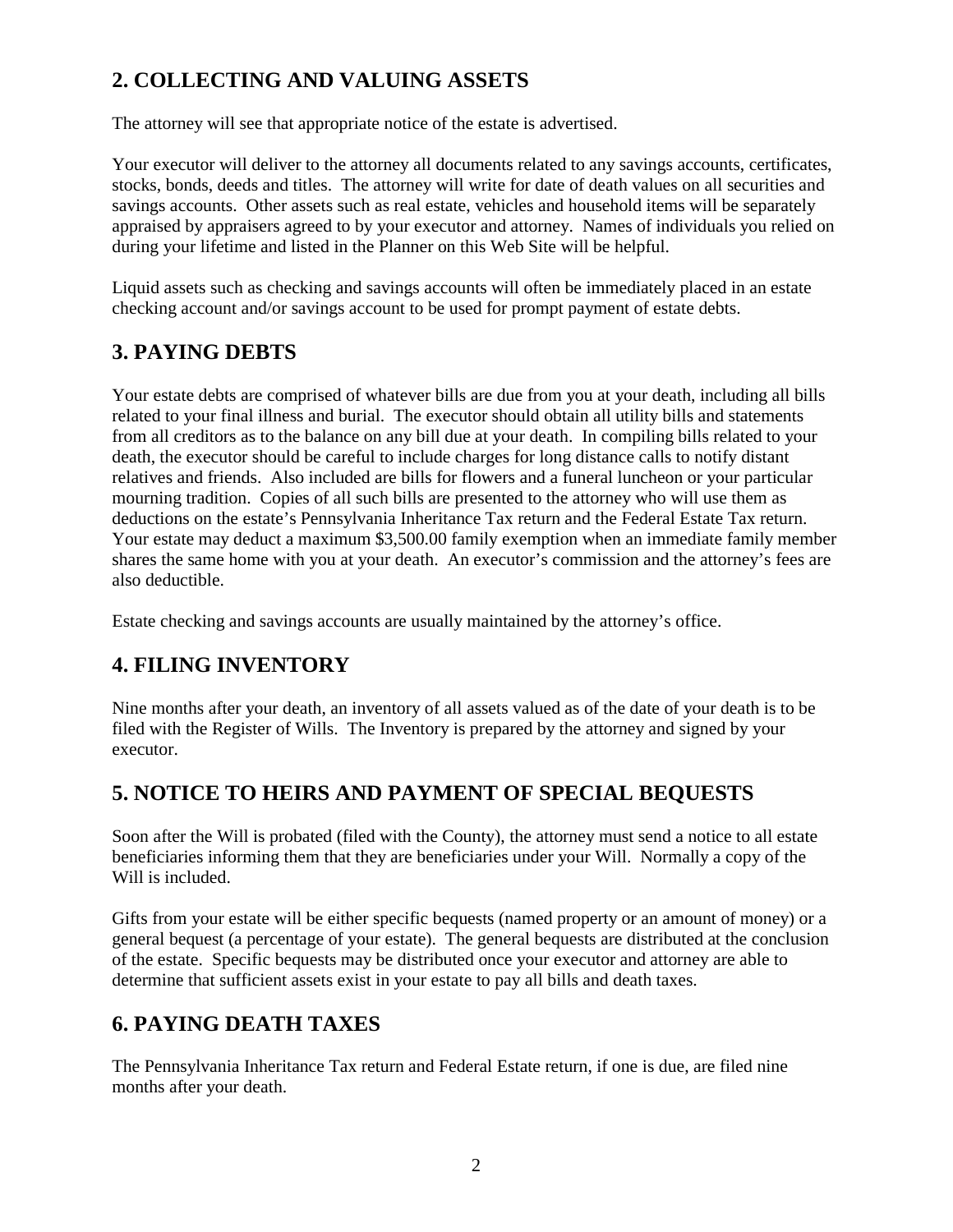## 2. COLLECTING AND VALUING ASSETS

The attorney will see that appropriate notice of the estate is advertised.

Your executor will deliver to the attorney all documents related to any savings accounts, certificates, stocks, bonds, deeds and titles. The attorney will write for date of death values on all securities and savings accounts. Other assets such as real estate, vehicles and household items will be separately appraised by appraisers agreed to by your executor and attorney. Names of individuals you relied on during your lifetime and listed in the Planner on this Web Site will be helpful.

Liquid assets such as checking and savings accounts will often be immediately placed in an estate checking account and/or savings account to be used for prompt payment of estate debts.

## 3. PAYING DEBTS

Your estate debts are comprised of whatever bills are due from you at your death, including all bills related to your final illness and burial. The executor should obtain all utility bills and statements from all creditors as to the balance on any bill due at your death. In compiling bills related to your death, the executor should be careful to include charges for long distance calls to notify distant relatives and friends. Also included are bills for flowers and a funeral luncheon or your particular mourning tradition. Copies of all such bills are presented to the attorney who will use them as deductions on the estate's Pennsylvania Inheritance Tax return and the Federal Estate Tax return. Your estate may deduct a maximum $3,500.00 family exemption when an immediate family member shares the same home with you at your death. An executor's commission and the attorney's fees are also deductible.

Estate checking and savings accounts are usually maintained by the attorney's office.

## 4. FILING INVENTORY

Nine months after your death, an inventory of all assets valued as of the date of your death is to be filed with the Register of Wills. The Inventory is prepared by the attorney and signed by your executor.

## 5. NOTICE TO HEIRS AND PAYMENT OF SPECIAL BEQUESTS

Soon after the Will is probated (filed with the County), the attorney must send a notice to all estate beneficiaries informing them that they are beneficiaries under your Will. Normally a copy of the Will is included.

Gifts from your estate will be either specific bequests (named property or an amount of money) or a general bequest (a percentage of your estate). The general bequests are distributed at the conclusion of the estate. Specific bequests may be distributed once your executor and attorney are able to determine that sufficient assets exist in your estate to pay all bills and death taxes.

## 6. PAYING DEATH TAXES

The Pennsylvania Inheritance Tax return and Federal Estate return, if one is due, are filed nine months after your death.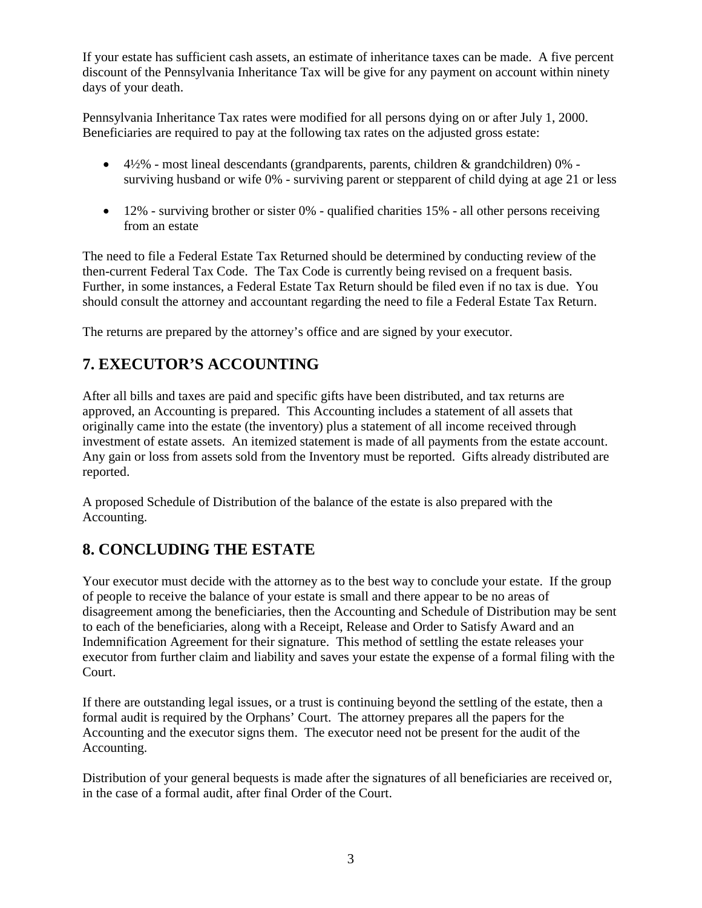If your estate has sufficient cash assets, an estimate of inheritance taxes can be made. A five percent discount of the Pennsylvania Inheritance Tax will be give for any payment on account within ninety days of your death.

Pennsylvania Inheritance Tax rates were modified for all persons dying on or after July 1, 2000. Beneficiaries are required to pay at the following tax rates on the adjusted gross estate:

- 4½% - most lineal descendants (grandparents, parents, children & grandchildren) 0% - surviving husband or wife 0% - surviving parent or stepparent of child dying at age 21 or less
- 12% - surviving brother or sister 0% - qualified charities 15% - all other persons receiving from an estate

The need to file a Federal Estate Tax Returned should be determined by conducting review of the then-current Federal Tax Code. The Tax Code is currently being revised on a frequent basis. Further, in some instances, a Federal Estate Tax Return should be filed even if no tax is due. You should consult the attorney and accountant regarding the need to file a Federal Estate Tax Return.

The returns are prepared by the attorney's office and are signed by your executor.

## 7. EXECUTOR'S ACCOUNTING

After all bills and taxes are paid and specific gifts have been distributed, and tax returns are approved, an Accounting is prepared. This Accounting includes a statement of all assets that originally came into the estate (the inventory) plus a statement of all income received through investment of estate assets. An itemized statement is made of all payments from the estate account. Any gain or loss from assets sold from the Inventory must be reported. Gifts already distributed are reported.

A proposed Schedule of Distribution of the balance of the estate is also prepared with the Accounting.

## 8. CONCLUDING THE ESTATE

Your executor must decide with the attorney as to the best way to conclude your estate. If the group of people to receive the balance of your estate is small and there appear to be no areas of disagreement among the beneficiaries, then the Accounting and Schedule of Distribution may be sent to each of the beneficiaries, along with a Receipt, Release and Order to Satisfy Award and an Indemnification Agreement for their signature. This method of settling the estate releases your executor from further claim and liability and saves your estate the expense of a formal filing with the Court.

If there are outstanding legal issues, or a trust is continuing beyond the settling of the estate, then a formal audit is required by the Orphans' Court. The attorney prepares all the papers for the Accounting and the executor signs them. The executor need not be present for the audit of the Accounting.

Distribution of your general bequests is made after the signatures of all beneficiaries are received or, in the case of a formal audit, after final Order of the Court.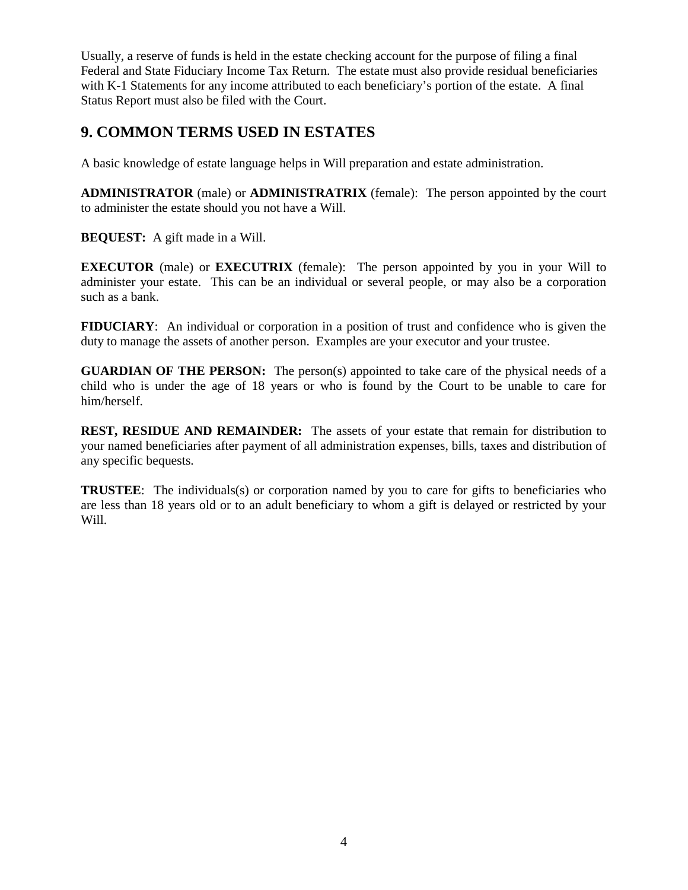Usually, a reserve of funds is held in the estate checking account for the purpose of filing a final Federal and State Fiduciary Income Tax Return. The estate must also provide residual beneficiaries with K-1 Statements for any income attributed to each beneficiary's portion of the estate. A final Status Report must also be filed with the Court.

## 9. COMMON TERMS USED IN ESTATES

A basic knowledge of estate language helps in Will preparation and estate administration.

**ADMINISTRATOR** (male) or **ADMINISTRATRIX** (female): The person appointed by the court to administer the estate should you not have a Will.

**BEQUEST:** A gift made in a Will.

**EXECUTOR** (male) or **EXECUTRIX** (female): The person appointed by you in your Will to administer your estate. This can be an individual or several people, or may also be a corporation such as a bank.

**FIDUCIARY**: An individual or corporation in a position of trust and confidence who is given the duty to manage the assets of another person. Examples are your executor and your trustee.

**GUARDIAN OF THE PERSON:** The person(s) appointed to take care of the physical needs of a child who is under the age of 18 years or who is found by the Court to be unable to care for him/herself.

**REST, RESIDUE AND REMAINDER:** The assets of your estate that remain for distribution to your named beneficiaries after payment of all administration expenses, bills, taxes and distribution of any specific bequests.

**TRUSTEE**: The individuals(s) or corporation named by you to care for gifts to beneficiaries who are less than 18 years old or to an adult beneficiary to whom a gift is delayed or restricted by your Will.